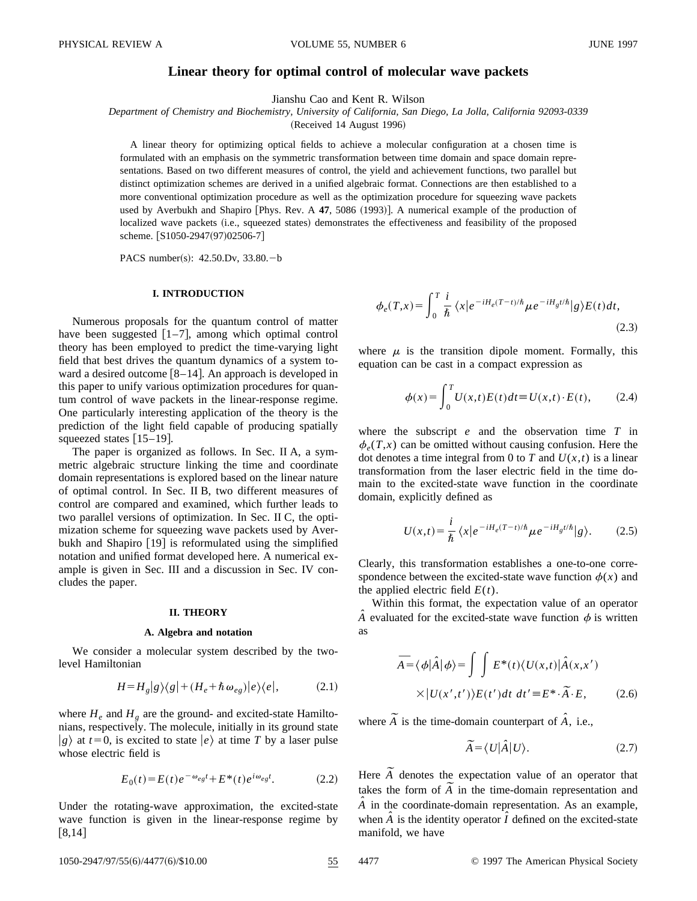# Linear theory for optimal control of molecular wave packets

Jianshu Cao and Kent R. Wilson

*Department of Chemistry and Biochemistry, University of California, San Diego, La Jolla, California 92093-0339*

(Received 14 August 1996)

A linear theory for optimizing optical fields to achieve a molecular configuration at a chosen time is formulated with an emphasis on the symmetric transformation between time domain and space domain representations. Based on two different measures of control, the yield and achievement functions, two parallel but distinct optimization schemes are derived in a unified algebraic format. Connections are then established to a more conventional optimization procedure as well as the optimization procedure for squeezing wave packets used by Averbukh and Shapiro [Phys. Rev. A **47**, 5086 (1993)]. A numerical example of the production of localized wave packets (i.e., squeezed states) demonstrates the effectiveness and feasibility of the proposed scheme. [S1050-2947(97)02506-7]

PACS number(s): 42.50.Dv, 33.80.−b

## I. INTRODUCTION

Numerous proposals for the quantum control of matter have been suggested [1–7], among which optimal control theory has been employed to predict the time-varying light field that best drives the quantum dynamics of a system toward a desired outcome [8–14]. An approach is developed in this paper to unify various optimization procedures for quantum control of wave packets in the linear-response regime. One particularly interesting application of the theory is the prediction of the light field capable of producing spatially squeezed states [15–19].

The paper is organized as follows. In Sec. II A, a symmetric algebraic structure linking the time and coordinate domain representations is explored based on the linear nature of optimal control. In Sec. II B, two different measures of control are compared and examined, which further leads to two parallel versions of optimization. In Sec. II C, the optimization scheme for squeezing wave packets used by Averbukh and Shapiro [19] is reformulated using the simplified notation and unified format developed here. A numerical example is given in Sec. III and a discussion in Sec. IV concludes the paper.

## II. THEORY

### A. Algebra and notation

We consider a molecular system described by the two-level Hamiltonian

$$H = H_g|g\rangle\langle g| + (H_e + \hbar\omega_{eg})|e\rangle\langle e|, \tag{2.1}$$

where $H_e$ and $H_g$ are the ground- and excited-state Hamiltonians, respectively. The molecule, initially in its ground state $|g\rangle$ at $t=0$, is excited to state $|e\rangle$ at time $T$ by a laser pulse whose electric field is

$$E_0(t) = E(t)e^{-\omega_{eg}t} + E^*(t)e^{i\omega_{eg}t}. \tag{2.2}$$

Under the rotating-wave approximation, the excited-state wave function is given in the linear-response regime by [8,14]

$$\phi_e(T,x) = \int_0^T \frac{i}{\hbar}\langle x|e^{-iH_e(T-t)/\hbar}\mu e^{-iH_g t/\hbar}|g\rangle E(t)\,dt, \tag{2.3}$$

where $\mu$ is the transition dipole moment. Formally, this equation can be cast in a compact expression as

$$\phi(x) = \int_0^T U(x,t)E(t)\,dt \equiv U(x,t)\cdot E(t), \tag{2.4}$$

where the subscript $e$ and the observation time $T$ in $\phi_e(T,x)$ can be omitted without causing confusion. Here the dot denotes a time integral from 0 to $T$ and $U(x,t)$ is a linear transformation from the laser electric field in the time domain to the excited-state wave function in the coordinate domain, explicitly defined as

$$U(x,t) = \frac{i}{\hbar}\langle x|e^{-iH_e(T-t)/\hbar}\mu e^{-iH_g t/\hbar}|g\rangle. \tag{2.5}$$

Clearly, this transformation establishes a one-to-one correspondence between the excited-state wave function $\phi(x)$ and the applied electric field $E(t)$.

Within this format, the expectation value of an operator $\hat{A}$ evaluated for the excited-state wave function $\phi$ is written as

$$\overline{A} = \langle\phi|\hat{A}|\phi\rangle = \int\int E^*(t)\langle U(x,t)|\hat{A}(x,x')|U(x',t')\rangle E(t')\,dt\,dt' \equiv E^*\cdot\widetilde{A}\cdot E, \tag{2.6}$$

where $\widetilde{A}$ is the time-domain counterpart of $\hat{A}$, i.e.,

$$\widetilde{A} = \langle U|\hat{A}|U\rangle. \tag{2.7}$$

Here $\widetilde{A}$ denotes the expectation value of an operator that takes the form of $\widetilde{A}$ in the time-domain representation and $\hat{A}$ in the coordinate-domain representation. As an example, when $\hat{A}$ is the identity operator $\hat{I}$ defined on the excited-state manifold, we have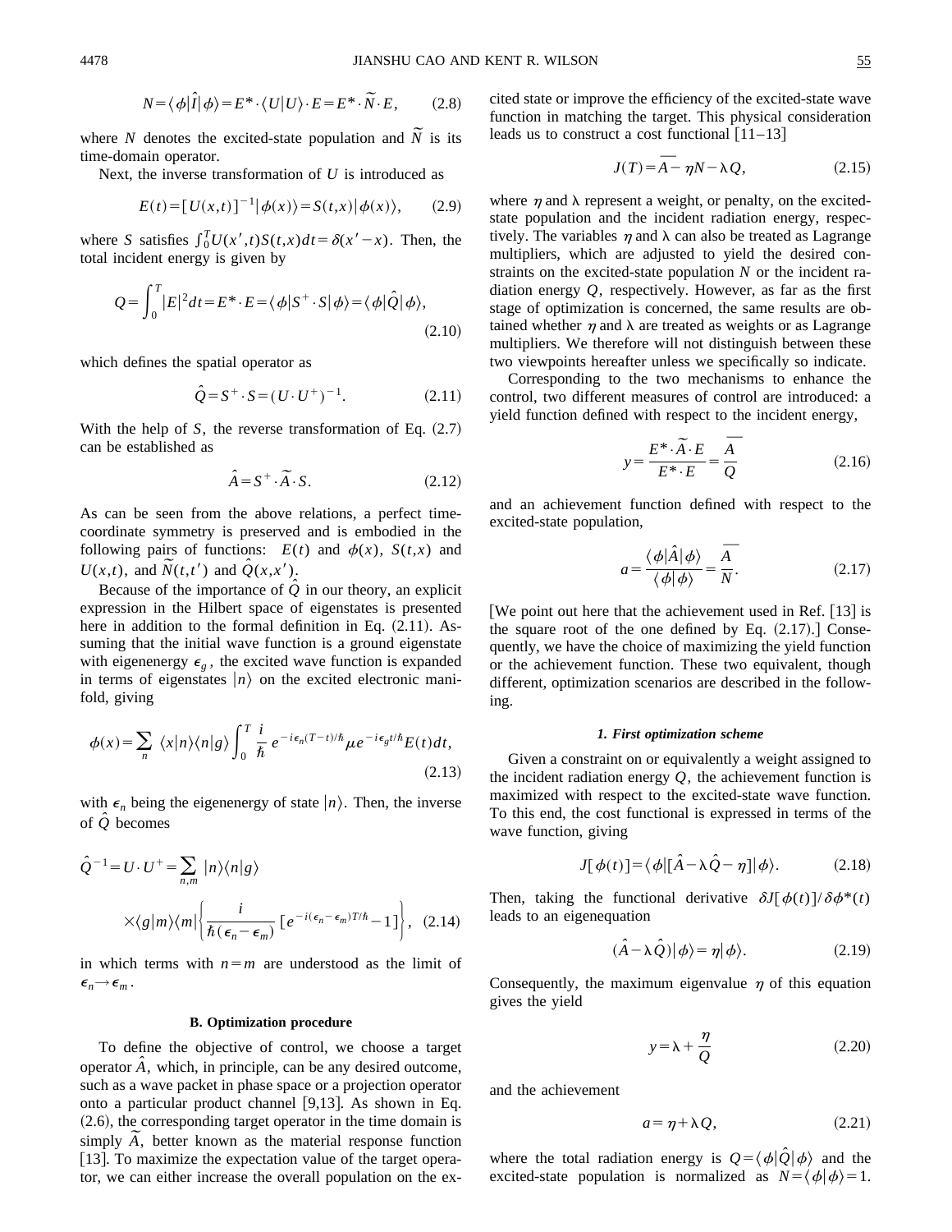$$N = \langle \phi | \hat{I} | \phi \rangle = E^* \cdot \langle U | U \rangle \cdot E = E^* \cdot \tilde{N} \cdot E, \qquad (2.8)$$

where $N$ denotes the excited-state population and $\tilde{N}$ is its time-domain operator.

Next, the inverse transformation of $U$ is introduced as

$$E(t) = [U(x,t)]^{-1} | \phi(x) \rangle = S(t,x) | \phi(x) \rangle, \qquad (2.9)$$

where $S$ satisfies $\int_0^T U(x',t) S(t,x) dt = \delta(x'-x)$. Then, the total incident energy is given by

$$Q = \int_0^T |E|^2 dt = E^* \cdot E = \langle \phi | S^+ \cdot S | \phi \rangle = \langle \phi | \hat{Q} | \phi \rangle, \qquad (2.10)$$

which defines the spatial operator as

$$\hat{Q} = S^+ \cdot S = (U \cdot U^+)^{-1}. \qquad (2.11)$$

With the help of $S$, the reverse transformation of Eq. (2.7) can be established as

$$\hat{A} = S^+ \cdot \tilde{A} \cdot S. \qquad (2.12)$$

As can be seen from the above relations, a perfect time-coordinate symmetry is preserved and is embodied in the following pairs of functions: $E(t)$ and $\phi(x)$, $S(t,x)$ and $U(x,t)$, and $\tilde{N}(t,t')$ and $\hat{Q}(x,x')$.

Because of the importance of $\hat{Q}$ in our theory, an explicit expression in the Hilbert space of eigenstates is presented here in addition to the formal definition in Eq. (2.11). Assuming that the initial wave function is a ground eigenstate with eigenenergy $\epsilon_g$, the excited wave function is expanded in terms of eigenstates $|n\rangle$ on the excited electronic manifold, giving

$$\phi(x) = \sum_n \langle x | n \rangle \langle n | g \rangle \int_0^T \frac{i}{\hbar} e^{-i\epsilon_n (T-t)/\hbar} \mu e^{-i\epsilon_g t/\hbar} E(t) dt, \qquad (2.13)$$

with $\epsilon_n$ being the eigenenergy of state $|n\rangle$. Then, the inverse of $\hat{Q}$ becomes

$$\hat{Q}^{-1} = U \cdot U^+ = \sum_{n,m} |n\rangle \langle n | g \rangle \times \langle g | m \rangle \langle m | \left\{ \frac{i}{\hbar(\epsilon_n - \epsilon_m)} [e^{-i(\epsilon_n - \epsilon_m)T/\hbar} - 1] \right\}, \qquad (2.14)$$

in which terms with $n = m$ are understood as the limit of $\epsilon_n \to \epsilon_m$.

### B. Optimization procedure

To define the objective of control, we choose a target operator $\hat{A}$, which, in principle, can be any desired outcome, such as a wave packet in phase space or a projection operator onto a particular product channel [9,13]. As shown in Eq. (2.6), the corresponding target operator in the time domain is simply $\tilde{A}$, better known as the material response function [13]. To maximize the expectation value of the target operator, we can either increase the overall population on the excited state or improve the efficiency of the excited-state wave function in matching the target. This physical consideration leads us to construct a cost functional [11–13]

$$J(T) = \overline{A} - \eta N - \lambda Q, \qquad (2.15)$$

where $\eta$ and $\lambda$ represent a weight, or penalty, on the excited-state population and the incident radiation energy, respectively. The variables $\eta$ and $\lambda$ can also be treated as Lagrange multipliers, which are adjusted to yield the desired constraints on the excited-state population $N$ or the incident radiation energy $Q$, respectively. However, as far as the first stage of optimization is concerned, the same results are obtained whether $\eta$ and $\lambda$ are treated as weights or as Lagrange multipliers. We therefore will not distinguish between these two viewpoints hereafter unless we specifically so indicate.

Corresponding to the two mechanisms to enhance the control, two different measures of control are introduced: a yield function defined with respect to the incident energy,

$$y = \frac{E^* \cdot \tilde{A} \cdot E}{E^* \cdot E} = \frac{\overline{A}}{Q} \qquad (2.16)$$

and an achievement function defined with respect to the excited-state population,

$$a = \frac{\langle \phi | \hat{A} | \phi \rangle}{\langle \phi | \phi \rangle} = \frac{\overline{A}}{N}. \qquad (2.17)$$

[We point out here that the achievement used in Ref. [13] is the square root of the one defined by Eq. (2.17).] Consequently, we have the choice of maximizing the yield function or the achievement function. These two equivalent, though different, optimization scenarios are described in the following.

#### 1. First optimization scheme

Given a constraint on or equivalently a weight assigned to the incident radiation energy $Q$, the achievement function is maximized with respect to the excited-state wave function. To this end, the cost functional is expressed in terms of the wave function, giving

$$J[\phi(t)] = \langle \phi | [\hat{A} - \lambda \hat{Q} - \eta] | \phi \rangle. \qquad (2.18)$$

Then, taking the functional derivative $\delta J[\phi(t)] / \delta \phi^*(t)$ leads to an eigenequation

$$(\hat{A} - \lambda \hat{Q}) | \phi \rangle = \eta | \phi \rangle. \qquad (2.19)$$

Consequently, the maximum eigenvalue $\eta$ of this equation gives the yield

$$y = \lambda + \frac{\eta}{Q} \qquad (2.20)$$

and the achievement

$$a = \eta + \lambda Q, \qquad (2.21)$$

where the total radiation energy is $Q = \langle \phi | \hat{Q} | \phi \rangle$ and the excited-state population is normalized as $N = \langle \phi | \phi \rangle = 1$.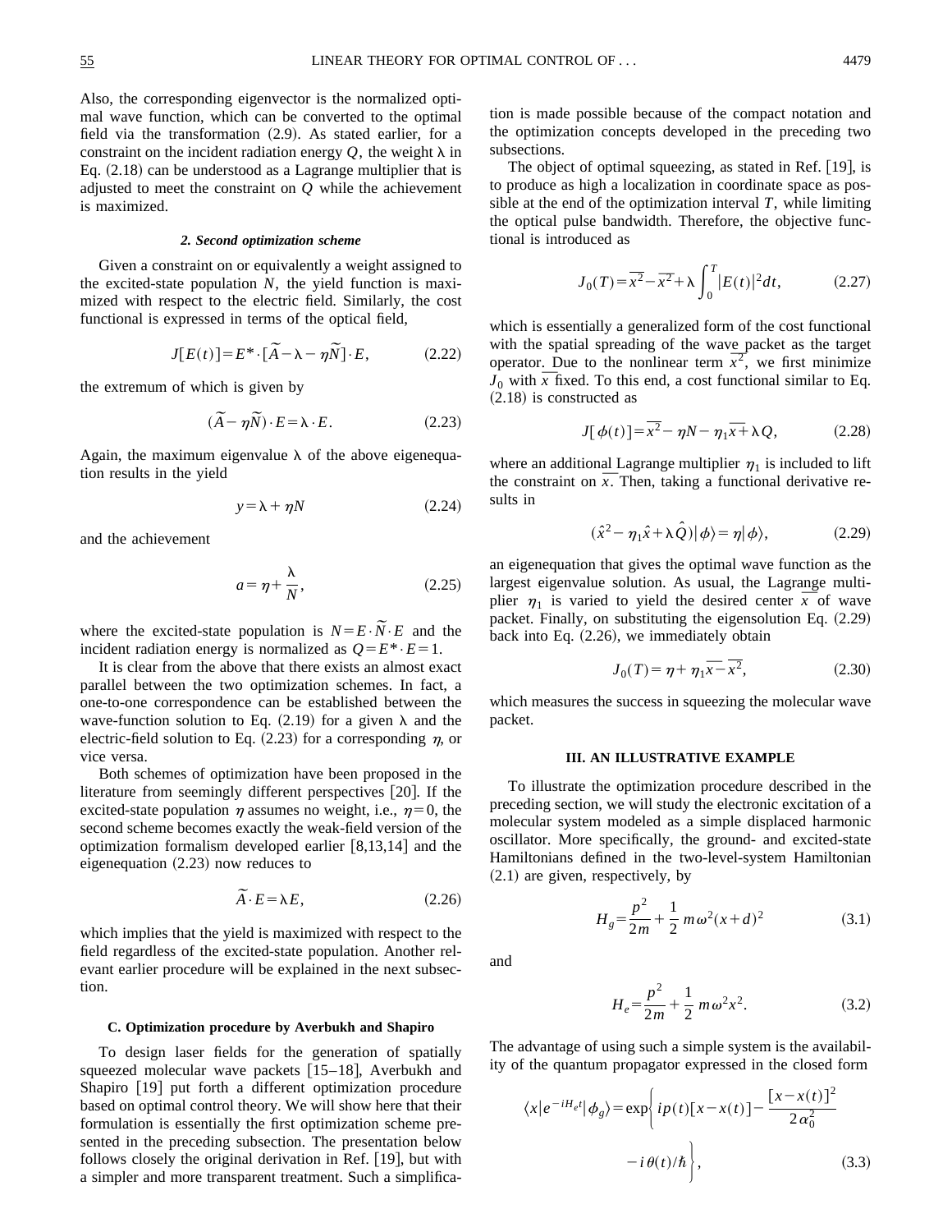Also, the corresponding eigenvector is the normalized optimal wave function, which can be converted to the optimal field via the transformation (2.9). As stated earlier, for a constraint on the incident radiation energy $Q$, the weight $\lambda$ in Eq. (2.18) can be understood as a Lagrange multiplier that is adjusted to meet the constraint on $Q$ while the achievement is maximized.

#### 2. Second optimization scheme

Given a constraint on or equivalently a weight assigned to the excited-state population $N$, the yield function is maximized with respect to the electric field. Similarly, the cost functional is expressed in terms of the optical field,

$$J[E(t)] = E^* \cdot [\tilde{A} - \lambda - \eta \tilde{N}] \cdot E, \tag{2.22}$$

the extremum of which is given by

$$(\tilde{A} - \eta \tilde{N}) \cdot E = \lambda \cdot E. \tag{2.23}$$

Again, the maximum eigenvalue $\lambda$ of the above eigenequation results in the yield

$$y = \lambda + \eta N \tag{2.24}$$

and the achievement

$$a = \eta + \frac{\lambda}{N}, \tag{2.25}$$

where the excited-state population is $N = E \cdot \tilde{N} \cdot E$ and the incident radiation energy is normalized as $Q = E^* \cdot E = 1$.

It is clear from the above that there exists an almost exact parallel between the two optimization schemes. In fact, a one-to-one correspondence can be established between the wave-function solution to Eq. (2.19) for a given $\lambda$ and the electric-field solution to Eq. (2.23) for a corresponding $\eta$, or vice versa.

Both schemes of optimization have been proposed in the literature from seemingly different perspectives [20]. If the excited-state population $\eta$ assumes no weight, i.e., $\eta = 0$, the second scheme becomes exactly the weak-field version of the optimization formalism developed earlier [8,13,14] and the eigenequation (2.23) now reduces to

$$\tilde{A} \cdot E = \lambda E, \tag{2.26}$$

which implies that the yield is maximized with respect to the field regardless of the excited-state population. Another relevant earlier procedure will be explained in the next subsection.

### C. Optimization procedure by Averbukh and Shapiro

To design laser fields for the generation of spatially squeezed molecular wave packets [15–18], Averbukh and Shapiro [19] put forth a different optimization procedure based on optimal control theory. We will show here that their formulation is essentially the first optimization scheme presented in the preceding subsection. The presentation below follows closely the original derivation in Ref. [19], but with a simpler and more transparent treatment. Such a simplification is made possible because of the compact notation and the optimization concepts developed in the preceding two subsections.

The object of optimal squeezing, as stated in Ref. [19], is to produce as high a localization in coordinate space as possible at the end of the optimization interval $T$, while limiting the optical pulse bandwidth. Therefore, the objective functional is introduced as

$$J_0(T) = \overline{x^2} - \overline{x}^2 + \lambda \int_0^T |E(t)|^2 dt, \tag{2.27}$$

which is essentially a generalized form of the cost functional with the spatial spreading of the wave packet as the target operator. Due to the nonlinear term $\overline{x}^2$, we first minimize $J_0$ with $\overline{x}$ fixed. To this end, a cost functional similar to Eq. (2.18) is constructed as

$$J[\phi(t)] = \overline{x^2} - \eta N - \eta_1 \overline{x} + \lambda Q, \tag{2.28}$$

where an additional Lagrange multiplier $\eta_1$ is included to lift the constraint on $\overline{x}$. Then, taking a functional derivative results in

$$(\hat{x}^2 - \eta_1 \hat{x} + \lambda \hat{Q})|\phi\rangle = \eta |\phi\rangle, \tag{2.29}$$

an eigenequation that gives the optimal wave function as the largest eigenvalue solution. As usual, the Lagrange multiplier $\eta_1$ is varied to yield the desired center $\overline{x}$ of wave packet. Finally, on substituting the eigensolution Eq. (2.29) back into Eq. (2.26), we immediately obtain

$$J_0(T) = \eta + \eta_1 \overline{x} - \overline{x}^2, \tag{2.30}$$

which measures the success in squeezing the molecular wave packet.

## III. AN ILLUSTRATIVE EXAMPLE

To illustrate the optimization procedure described in the preceding section, we will study the electronic excitation of a molecular system modeled as a simple displaced harmonic oscillator. More specifically, the ground- and excited-state Hamiltonians defined in the two-level-system Hamiltonian (2.1) are given, respectively, by

$$H_g = \frac{p^2}{2m} + \frac{1}{2} m\omega^2 (x+d)^2 \tag{3.1}$$

and

$$H_e = \frac{p^2}{2m} + \frac{1}{2} m\omega^2 x^2. \tag{3.2}$$

The advantage of using such a simple system is the availability of the quantum propagator expressed in the closed form

$$\langle x | e^{-iH_e t} | \phi_g \rangle = \exp\left\{ ip(t)[x - x(t)] - \frac{[x - x(t)]^2}{2\alpha_0^2} - i\theta(t)/\hbar \right\}, \tag{3.3}$$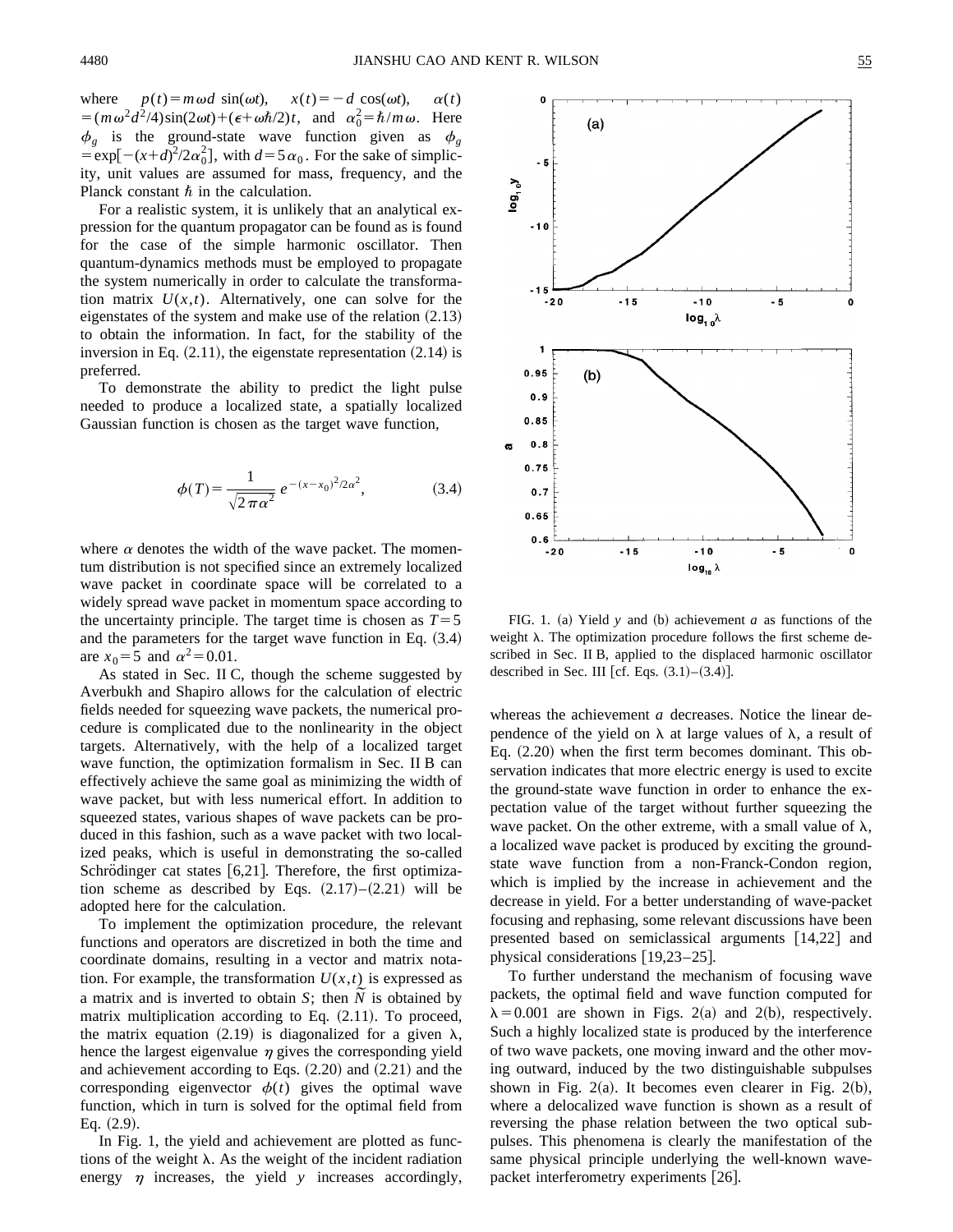where $p(t)=m\omega d\sin(\omega t)$, $x(t)=-d\cos(\omega t)$, $\alpha(t)=(m\omega^2 d^2/4)\sin(2\omega t)+(\epsilon+\omega\hbar/2)t$, and $\alpha_0^2=\hbar/m\omega$. Here $\phi_g$ is the ground-state wave function given as $\phi_g=\exp[-(x+d)^2/2\alpha_0^2]$, with $d=5\alpha_0$. For the sake of simplicity, unit values are assumed for mass, frequency, and the Planck constant $\hbar$ in the calculation.

For a realistic system, it is unlikely that an analytical expression for the quantum propagator can be found as is found for the case of the simple harmonic oscillator. Then quantum-dynamics methods must be employed to propagate the system numerically in order to calculate the transformation matrix $U(x,t)$. Alternatively, one can solve for the eigenstates of the system and make use of the relation (2.13) to obtain the information. In fact, for the stability of the inversion in Eq. (2.11), the eigenstate representation (2.14) is preferred.

To demonstrate the ability to predict the light pulse needed to produce a localized state, a spatially localized Gaussian function is chosen as the target wave function,

$$\phi(T)=\frac{1}{\sqrt{2\pi\alpha^2}}\,e^{-(x-x_0)^2/2\alpha^2}, \tag{3.4}$$

where $\alpha$ denotes the width of the wave packet. The momentum distribution is not specified since an extremely localized wave packet in coordinate space will be correlated to a widely spread wave packet in momentum space according to the uncertainty principle. The target time is chosen as $T=5$ and the parameters for the target wave function in Eq. (3.4) are $x_0=5$ and $\alpha^2=0.01$.

As stated in Sec. II C, though the scheme suggested by Averbukh and Shapiro allows for the calculation of electric fields needed for squeezing wave packets, the numerical procedure is complicated due to the nonlinearity in the object targets. Alternatively, with the help of a localized target wave function, the optimization formalism in Sec. II B can effectively achieve the same goal as minimizing the width of wave packet, but with less numerical effort. In addition to squeezed states, various shapes of wave packets can be produced in this fashion, such as a wave packet with two localized peaks, which is useful in demonstrating the so-called Schrödinger cat states [6,21]. Therefore, the first optimization scheme as described by Eqs. (2.17)–(2.21) will be adopted here for the calculation.

To implement the optimization procedure, the relevant functions and operators are discretized in both the time and coordinate domains, resulting in a vector and matrix notation. For example, the transformation $U(x,t)$ is expressed as a matrix and is inverted to obtain $S$; then $\tilde{N}$ is obtained by matrix multiplication according to Eq. (2.11). To proceed, the matrix equation (2.19) is diagonalized for a given $\lambda$, hence the largest eigenvalue $\eta$ gives the corresponding yield and achievement according to Eqs. (2.20) and (2.21) and the corresponding eigenvector $\phi(t)$ gives the optimal wave function, which in turn is solved for the optimal field from Eq. (2.9).

In Fig. 1, the yield and achievement are plotted as functions of the weight $\lambda$. As the weight of the incident radiation energy $\eta$ increases, the yield $y$ increases accordingly, whereas the achievement $a$ decreases. Notice the linear dependence of the yield on $\lambda$ at large values of $\lambda$, a result of Eq. (2.20) when the first term becomes dominant. This observation indicates that more electric energy is used to excite the ground-state wave function in order to enhance the expectation value of the target without further squeezing the wave packet. On the other extreme, with a small value of $\lambda$, a localized wave packet is produced by exciting the ground-state wave function from a non-Franck-Condon region, which is implied by the increase in achievement and the decrease in yield. For a better understanding of wave-packet focusing and rephasing, some relevant discussions have been presented based on semiclassical arguments [14,22] and physical considerations [19,23–25].

FIG. 1. (a) Yield $y$ and (b) achievement $a$ as functions of the weight $\lambda$. The optimization procedure follows the first scheme described in Sec. II B, applied to the displaced harmonic oscillator described in Sec. III [cf. Eqs. (3.1)–(3.4)].

To further understand the mechanism of focusing wave packets, the optimal field and wave function computed for $\lambda=0.001$ are shown in Figs. 2(a) and 2(b), respectively. Such a highly localized state is produced by the interference of two wave packets, one moving inward and the other moving outward, induced by the two distinguishable subpulses shown in Fig. 2(a). It becomes even clearer in Fig. 2(b), where a delocalized wave function is shown as a result of reversing the phase relation between the two optical subpulses. This phenomena is clearly the manifestation of the same physical principle underlying the well-known wave-packet interferometry experiments [26].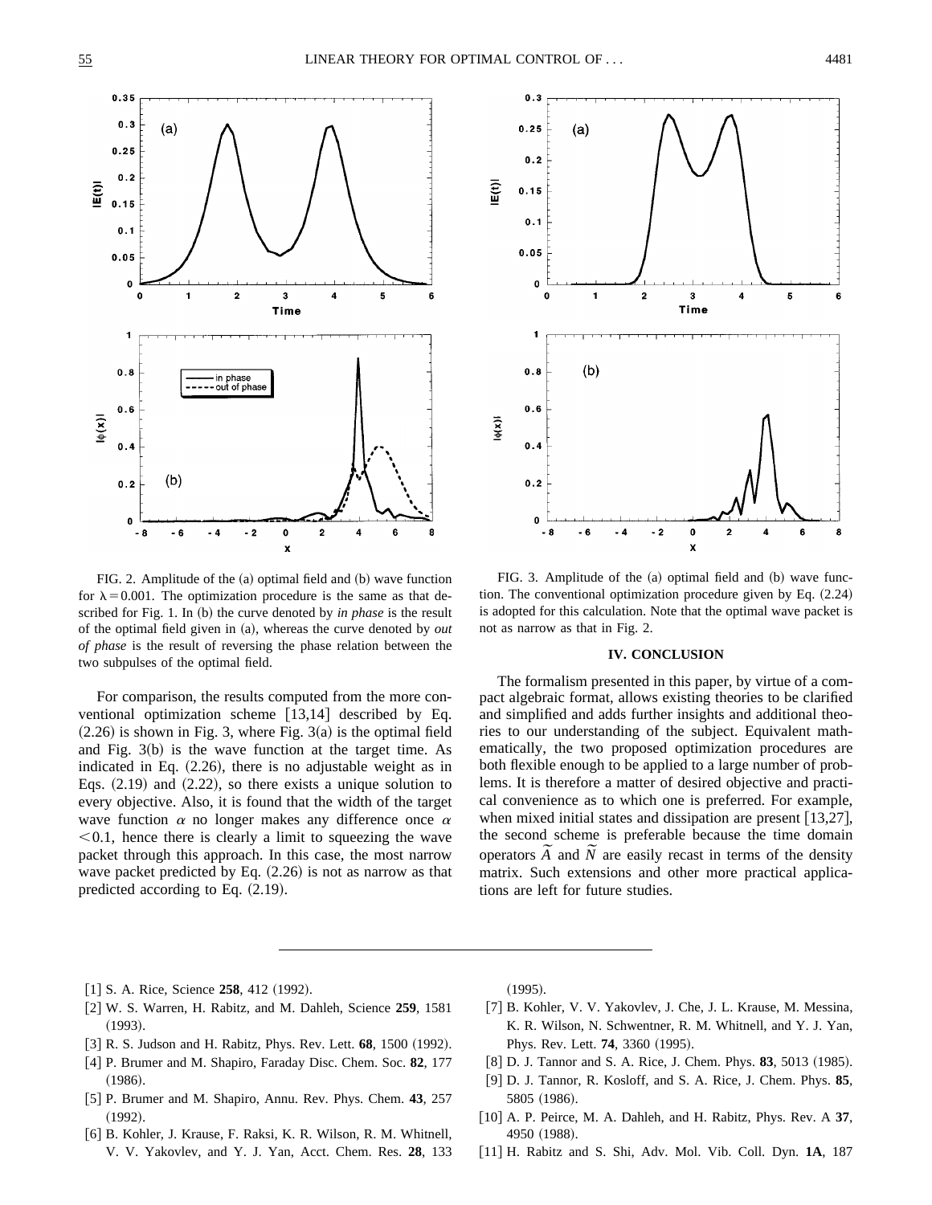FIG. 2. Amplitude of the (a) optimal field and (b) wave function for $\lambda = 0.001$. The optimization procedure is the same as that described for Fig. 1. In (b) the curve denoted by *in phase* is the result of the optimal field given in (a), whereas the curve denoted by *out of phase* is the result of reversing the phase relation between the two subpulses of the optimal field.

For comparison, the results computed from the more conventional optimization scheme [13,14] described by Eq. (2.26) is shown in Fig. 3, where Fig. 3(a) is the optimal field and Fig. 3(b) is the wave function at the target time. As indicated in Eq. (2.26), there is no adjustable weight as in Eqs. (2.19) and (2.22), so there exists a unique solution to every objective. Also, it is found that the width of the target wave function $\alpha$ no longer makes any difference once $\alpha < 0.1$, hence there is clearly a limit to squeezing the wave packet through this approach. In this case, the most narrow wave packet predicted by Eq. (2.26) is not as narrow as that predicted according to Eq. (2.19).

FIG. 3. Amplitude of the (a) optimal field and (b) wave function. The conventional optimization procedure given by Eq. (2.24) is adopted for this calculation. Note that the optimal wave packet is not as narrow as that in Fig. 2.

## IV. CONCLUSION

The formalism presented in this paper, by virtue of a compact algebraic format, allows existing theories to be clarified and simplified and adds further insights and additional theories to our understanding of the subject. Equivalent mathematically, the two proposed optimization procedures are both flexible enough to be applied to a large number of problems. It is therefore a matter of desired objective and practical convenience as to which one is preferred. For example, when mixed initial states and dissipation are present [13,27], the second scheme is preferable because the time domain operators $\tilde{A}$ and $\tilde{N}$ are easily recast in terms of the density matrix. Such extensions and other more practical applications are left for future studies.

---

[1] S. A. Rice, Science **258**, 412 (1992).
[2] W. S. Warren, H. Rabitz, and M. Dahleh, Science **259**, 1581 (1993).
[3] R. S. Judson and H. Rabitz, Phys. Rev. Lett. **68**, 1500 (1992).
[4] P. Brumer and M. Shapiro, Faraday Disc. Chem. Soc. **82**, 177 (1986).
[5] P. Brumer and M. Shapiro, Annu. Rev. Phys. Chem. **43**, 257 (1992).
[6] B. Kohler, J. Krause, F. Raksi, K. R. Wilson, R. M. Whitnell, V. V. Yakovlev, and Y. J. Yan, Acct. Chem. Res. **28**, 133 (1995).
[7] B. Kohler, V. V. Yakovlev, J. Che, J. L. Krause, M. Messina, K. R. Wilson, N. Schwentner, R. M. Whitnell, and Y. J. Yan, Phys. Rev. Lett. **74**, 3360 (1995).
[8] D. J. Tannor and S. A. Rice, J. Chem. Phys. **83**, 5013 (1985).
[9] D. J. Tannor, R. Kosloff, and S. A. Rice, J. Chem. Phys. **85**, 5805 (1986).
[10] A. P. Peirce, M. A. Dahleh, and H. Rabitz, Phys. Rev. A **37**, 4950 (1988).
[11] H. Rabitz and S. Shi, Adv. Mol. Vib. Coll. Dyn. **1A**, 187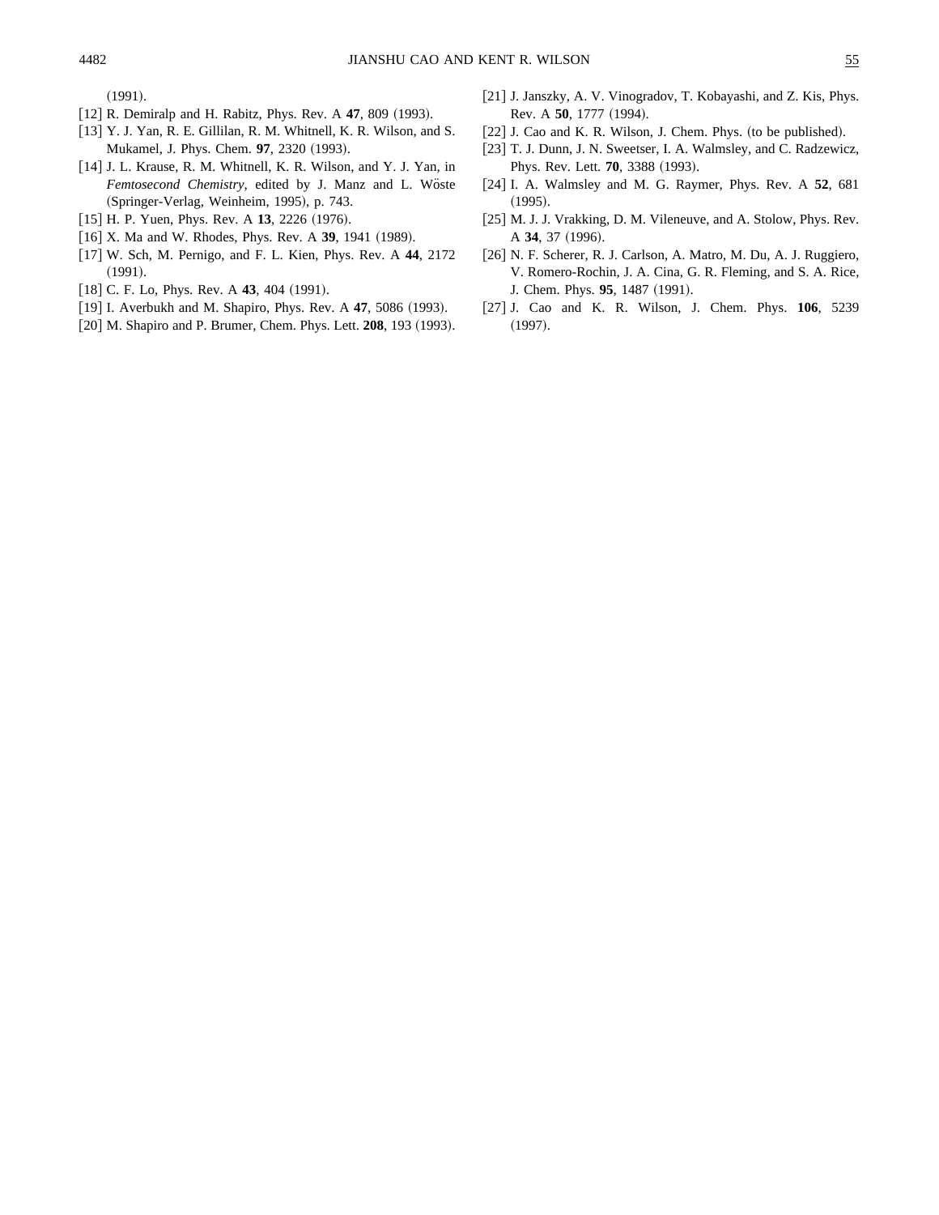(1991).

[12] R. Demiralp and H. Rabitz, Phys. Rev. A **47**, 809 (1993).

[13] Y. J. Yan, R. E. Gillilan, R. M. Whitnell, K. R. Wilson, and S. Mukamel, J. Phys. Chem. **97**, 2320 (1993).

[14] J. L. Krause, R. M. Whitnell, K. R. Wilson, and Y. J. Yan, in *Femtosecond Chemistry*, edited by J. Manz and L. Wöste (Springer-Verlag, Weinheim, 1995), p. 743.

[15] H. P. Yuen, Phys. Rev. A **13**, 2226 (1976).

[16] X. Ma and W. Rhodes, Phys. Rev. A **39**, 1941 (1989).

[17] W. Sch, M. Pernigo, and F. L. Kien, Phys. Rev. A **44**, 2172 (1991).

[18] C. F. Lo, Phys. Rev. A **43**, 404 (1991).

[19] I. Averbukh and M. Shapiro, Phys. Rev. A **47**, 5086 (1993).

[20] M. Shapiro and P. Brumer, Chem. Phys. Lett. **208**, 193 (1993).

[21] J. Janszky, A. V. Vinogradov, T. Kobayashi, and Z. Kis, Phys. Rev. A **50**, 1777 (1994).

[22] J. Cao and K. R. Wilson, J. Chem. Phys. (to be published).

[23] T. J. Dunn, J. N. Sweetser, I. A. Walmsley, and C. Radzewicz, Phys. Rev. Lett. **70**, 3388 (1993).

[24] I. A. Walmsley and M. G. Raymer, Phys. Rev. A **52**, 681 (1995).

[25] M. J. J. Vrakking, D. M. Vileneuve, and A. Stolow, Phys. Rev. A **34**, 37 (1996).

[26] N. F. Scherer, R. J. Carlson, A. Matro, M. Du, A. J. Ruggiero, V. Romero-Rochin, J. A. Cina, G. R. Fleming, and S. A. Rice, J. Chem. Phys. **95**, 1487 (1991).

[27] J. Cao and K. R. Wilson, J. Chem. Phys. **106**, 5239 (1997).